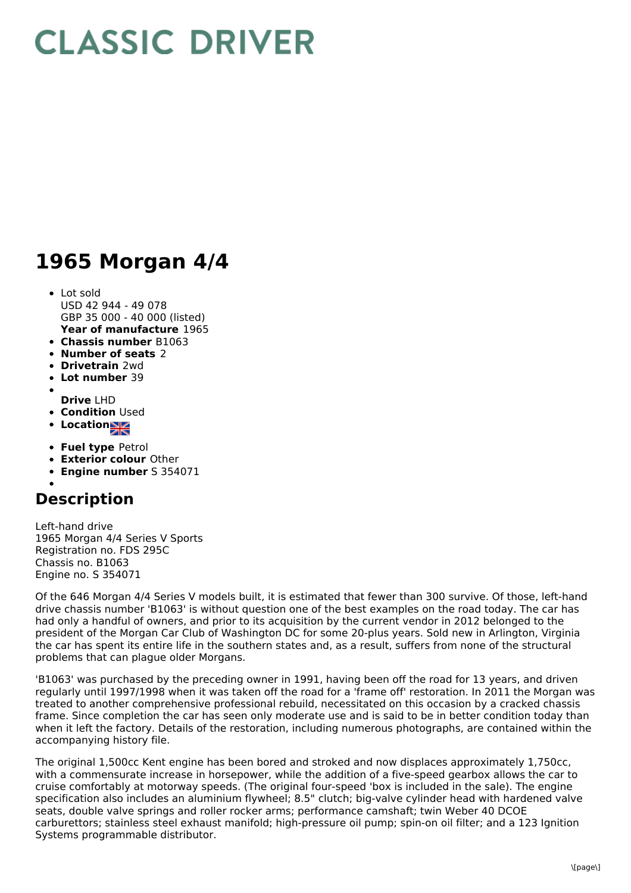# CLASSIC DRIVER

# 1965 Morgan 4/4

- Lot sold
  USD 42 944 - 49 078
  GBP 35 000 - 40 000 (listed)
  **Year of manufacture** 1965
- **Chassis number** B1063
- **Number of seats** 2
- **Drivetrain** 2wd
- **Lot number** 39
- 
  **Drive** LHD
- **Condition** Used
- **Location**
- **Fuel type** Petrol
- **Exterior colour** Other
- **Engine number** S 354071
- 

## Description

Left-hand drive
1965 Morgan 4/4 Series V Sports
Registration no. FDS 295C
Chassis no. B1063
Engine no. S 354071

Of the 646 Morgan 4/4 Series V models built, it is estimated that fewer than 300 survive. Of those, left-hand drive chassis number 'B1063' is without question one of the best examples on the road today. The car has had only a handful of owners, and prior to its acquisition by the current vendor in 2012 belonged to the president of the Morgan Car Club of Washington DC for some 20-plus years. Sold new in Arlington, Virginia the car has spent its entire life in the southern states and, as a result, suffers from none of the structural problems that can plague older Morgans.

'B1063' was purchased by the preceding owner in 1991, having been off the road for 13 years, and driven regularly until 1997/1998 when it was taken off the road for a 'frame off' restoration. In 2011 the Morgan was treated to another comprehensive professional rebuild, necessitated on this occasion by a cracked chassis frame. Since completion the car has seen only moderate use and is said to be in better condition today than when it left the factory. Details of the restoration, including numerous photographs, are contained within the accompanying history file.

The original 1,500cc Kent engine has been bored and stroked and now displaces approximately 1,750cc, with a commensurate increase in horsepower, while the addition of a five-speed gearbox allows the car to cruise comfortably at motorway speeds. (The original four-speed 'box is included in the sale). The engine specification also includes an aluminium flywheel; 8.5" clutch; big-valve cylinder head with hardened valve seats, double valve springs and roller rocker arms; performance camshaft; twin Weber 40 DCOE carburettors; stainless steel exhaust manifold; high-pressure oil pump; spin-on oil filter; and a 123 Ignition Systems programmable distributor.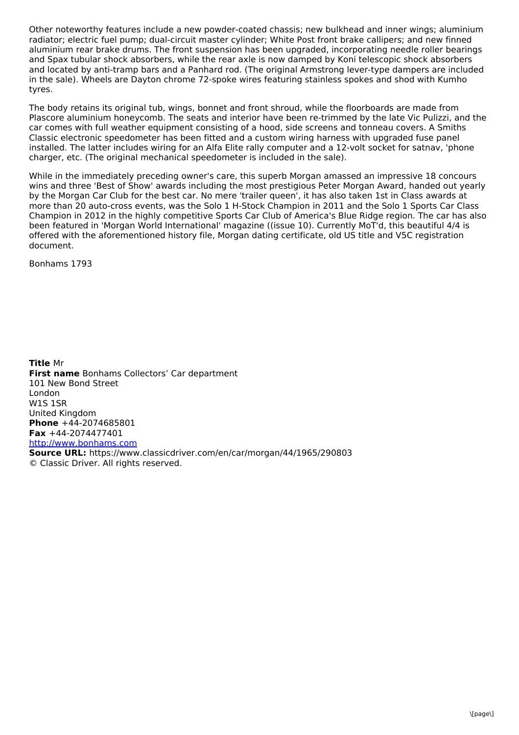Other noteworthy features include a new powder-coated chassis; new bulkhead and inner wings; aluminium radiator; electric fuel pump; dual-circuit master cylinder; White Post front brake callipers; and new finned aluminium rear brake drums. The front suspension has been upgraded, incorporating needle roller bearings and Spax tubular shock absorbers, while the rear axle is now damped by Koni telescopic shock absorbers and located by anti-tramp bars and a Panhard rod. (The original Armstrong lever-type dampers are included in the sale). Wheels are Dayton chrome 72-spoke wires featuring stainless spokes and shod with Kumho tyres.

The body retains its original tub, wings, bonnet and front shroud, while the floorboards are made from Plascore aluminium honeycomb. The seats and interior have been re-trimmed by the late Vic Pulizzi, and the car comes with full weather equipment consisting of a hood, side screens and tonneau covers. A Smiths Classic electronic speedometer has been fitted and a custom wiring harness with upgraded fuse panel installed. The latter includes wiring for an Alfa Elite rally computer and a 12-volt socket for satnav, 'phone charger, etc. (The original mechanical speedometer is included in the sale).

While in the immediately preceding owner's care, this superb Morgan amassed an impressive 18 concours wins and three 'Best of Show' awards including the most prestigious Peter Morgan Award, handed out yearly by the Morgan Car Club for the best car. No mere 'trailer queen', it has also taken 1st in Class awards at more than 20 auto-cross events, was the Solo 1 H-Stock Champion in 2011 and the Solo 1 Sports Car Class Champion in 2012 in the highly competitive Sports Car Club of America's Blue Ridge region. The car has also been featured in 'Morgan World International' magazine ((issue 10). Currently MoT'd, this beautiful 4/4 is offered with the aforementioned history file, Morgan dating certificate, old US title and V5C registration document.

Bonhams 1793

**Title** Mr
**First name** Bonhams Collectors' Car department
101 New Bond Street
London
W1S 1SR
United Kingdom
**Phone** +44-2074685801
**Fax** +44-2074477401
http://www.bonhams.com
**Source URL:** https://www.classicdriver.com/en/car/morgan/44/1965/290803
© Classic Driver. All rights reserved.